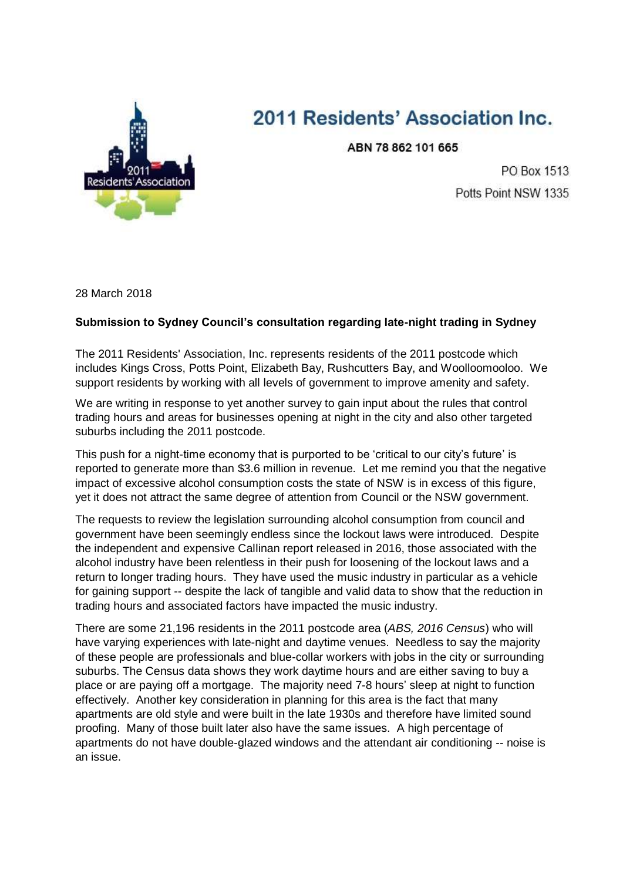# 2011 Residents' Association Inc.

**ABN 78 862 101 665**

PO Box 1513
Potts Point NSW 1335

28 March 2018

**Submission to Sydney Council's consultation regarding late-night trading in Sydney**

The 2011 Residents' Association, Inc. represents residents of the 2011 postcode which includes Kings Cross, Potts Point, Elizabeth Bay, Rushcutters Bay, and Woolloomooloo. We support residents by working with all levels of government to improve amenity and safety.

We are writing in response to yet another survey to gain input about the rules that control trading hours and areas for businesses opening at night in the city and also other targeted suburbs including the 2011 postcode.

This push for a night-time economy that is purported to be 'critical to our city's future' is reported to generate more than $3.6 million in revenue. Let me remind you that the negative impact of excessive alcohol consumption costs the state of NSW is in excess of this figure, yet it does not attract the same degree of attention from Council or the NSW government.

The requests to review the legislation surrounding alcohol consumption from council and government have been seemingly endless since the lockout laws were introduced. Despite the independent and expensive Callinan report released in 2016, those associated with the alcohol industry have been relentless in their push for loosening of the lockout laws and a return to longer trading hours. They have used the music industry in particular as a vehicle for gaining support -- despite the lack of tangible and valid data to show that the reduction in trading hours and associated factors have impacted the music industry.

There are some 21,196 residents in the 2011 postcode area (*ABS, 2016 Census*) who will have varying experiences with late-night and daytime venues. Needless to say the majority of these people are professionals and blue-collar workers with jobs in the city or surrounding suburbs. The Census data shows they work daytime hours and are either saving to buy a place or are paying off a mortgage. The majority need 7-8 hours' sleep at night to function effectively. Another key consideration in planning for this area is the fact that many apartments are old style and were built in the late 1930s and therefore have limited sound proofing. Many of those built later also have the same issues. A high percentage of apartments do not have double-glazed windows and the attendant air conditioning -- noise is an issue.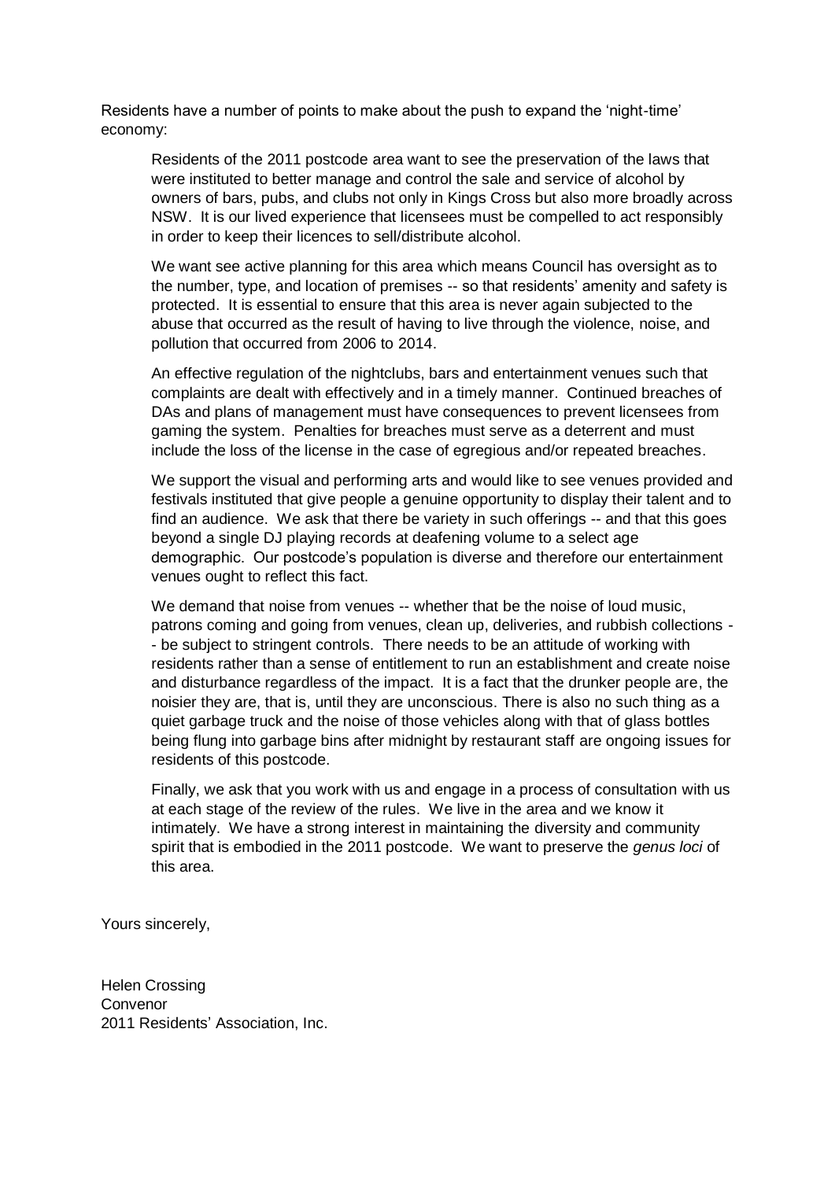Residents have a number of points to make about the push to expand the 'night-time' economy:

> Residents of the 2011 postcode area want to see the preservation of the laws that were instituted to better manage and control the sale and service of alcohol by owners of bars, pubs, and clubs not only in Kings Cross but also more broadly across NSW. It is our lived experience that licensees must be compelled to act responsibly in order to keep their licences to sell/distribute alcohol.
>
> We want see active planning for this area which means Council has oversight as to the number, type, and location of premises -- so that residents' amenity and safety is protected. It is essential to ensure that this area is never again subjected to the abuse that occurred as the result of having to live through the violence, noise, and pollution that occurred from 2006 to 2014.
>
> An effective regulation of the nightclubs, bars and entertainment venues such that complaints are dealt with effectively and in a timely manner. Continued breaches of DAs and plans of management must have consequences to prevent licensees from gaming the system. Penalties for breaches must serve as a deterrent and must include the loss of the license in the case of egregious and/or repeated breaches.
>
> We support the visual and performing arts and would like to see venues provided and festivals instituted that give people a genuine opportunity to display their talent and to find an audience. We ask that there be variety in such offerings -- and that this goes beyond a single DJ playing records at deafening volume to a select age demographic. Our postcode's population is diverse and therefore our entertainment venues ought to reflect this fact.
>
> We demand that noise from venues -- whether that be the noise of loud music, patrons coming and going from venues, clean up, deliveries, and rubbish collections -- be subject to stringent controls. There needs to be an attitude of working with residents rather than a sense of entitlement to run an establishment and create noise and disturbance regardless of the impact. It is a fact that the drunker people are, the noisier they are, that is, until they are unconscious. There is also no such thing as a quiet garbage truck and the noise of those vehicles along with that of glass bottles being flung into garbage bins after midnight by restaurant staff are ongoing issues for residents of this postcode.
>
> Finally, we ask that you work with us and engage in a process of consultation with us at each stage of the review of the rules. We live in the area and we know it intimately. We have a strong interest in maintaining the diversity and community spirit that is embodied in the 2011 postcode. We want to preserve the *genus loci* of this area.

Yours sincerely,

Helen Crossing
Convenor
2011 Residents' Association, Inc.